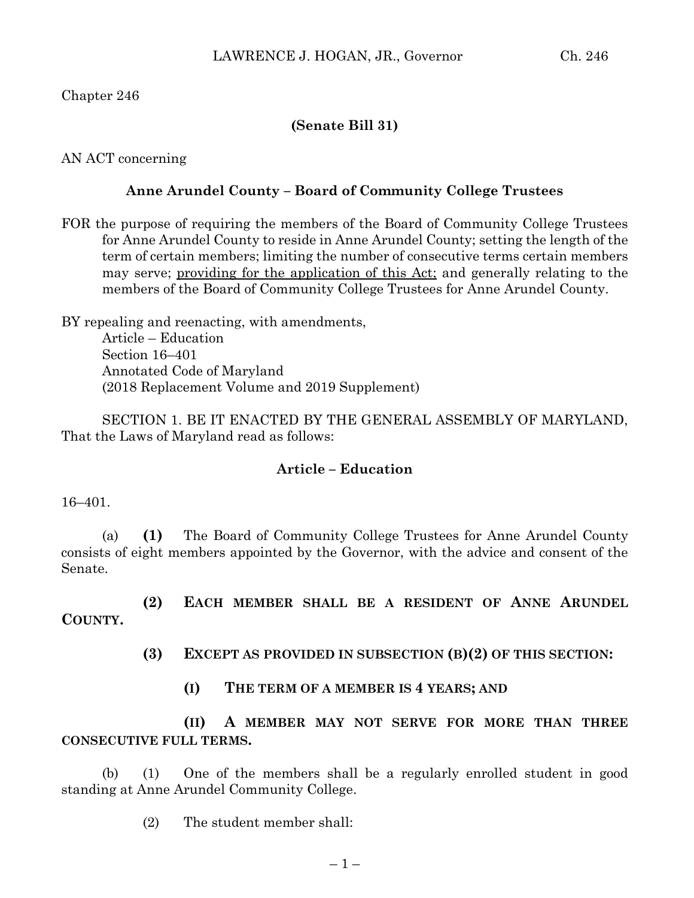Chapter 246

**(Senate Bill 31)**

AN ACT concerning

**Anne Arundel County – Board of Community College Trustees**

FOR the purpose of requiring the members of the Board of Community College Trustees for Anne Arundel County to reside in Anne Arundel County; setting the length of the term of certain members; limiting the number of consecutive terms certain members may serve; <u>providing for the application of this Act;</u> and generally relating to the members of the Board of Community College Trustees for Anne Arundel County.

BY repealing and reenacting, with amendments,
Article – Education
Section 16–401
Annotated Code of Maryland
(2018 Replacement Volume and 2019 Supplement)

SECTION 1. BE IT ENACTED BY THE GENERAL ASSEMBLY OF MARYLAND, That the Laws of Maryland read as follows:

**Article – Education**

16–401.

(a) **(1)** The Board of Community College Trustees for Anne Arundel County consists of eight members appointed by the Governor, with the advice and consent of the Senate.

**(2) EACH MEMBER SHALL BE A RESIDENT OF ANNE ARUNDEL COUNTY.**

**(3) EXCEPT AS PROVIDED IN SUBSECTION (B)(2) OF THIS SECTION:**

**(I) THE TERM OF A MEMBER IS 4 YEARS; AND**

**(II) A MEMBER MAY NOT SERVE FOR MORE THAN THREE CONSECUTIVE FULL TERMS.**

(b) (1) One of the members shall be a regularly enrolled student in good standing at Anne Arundel Community College.

(2) The student member shall: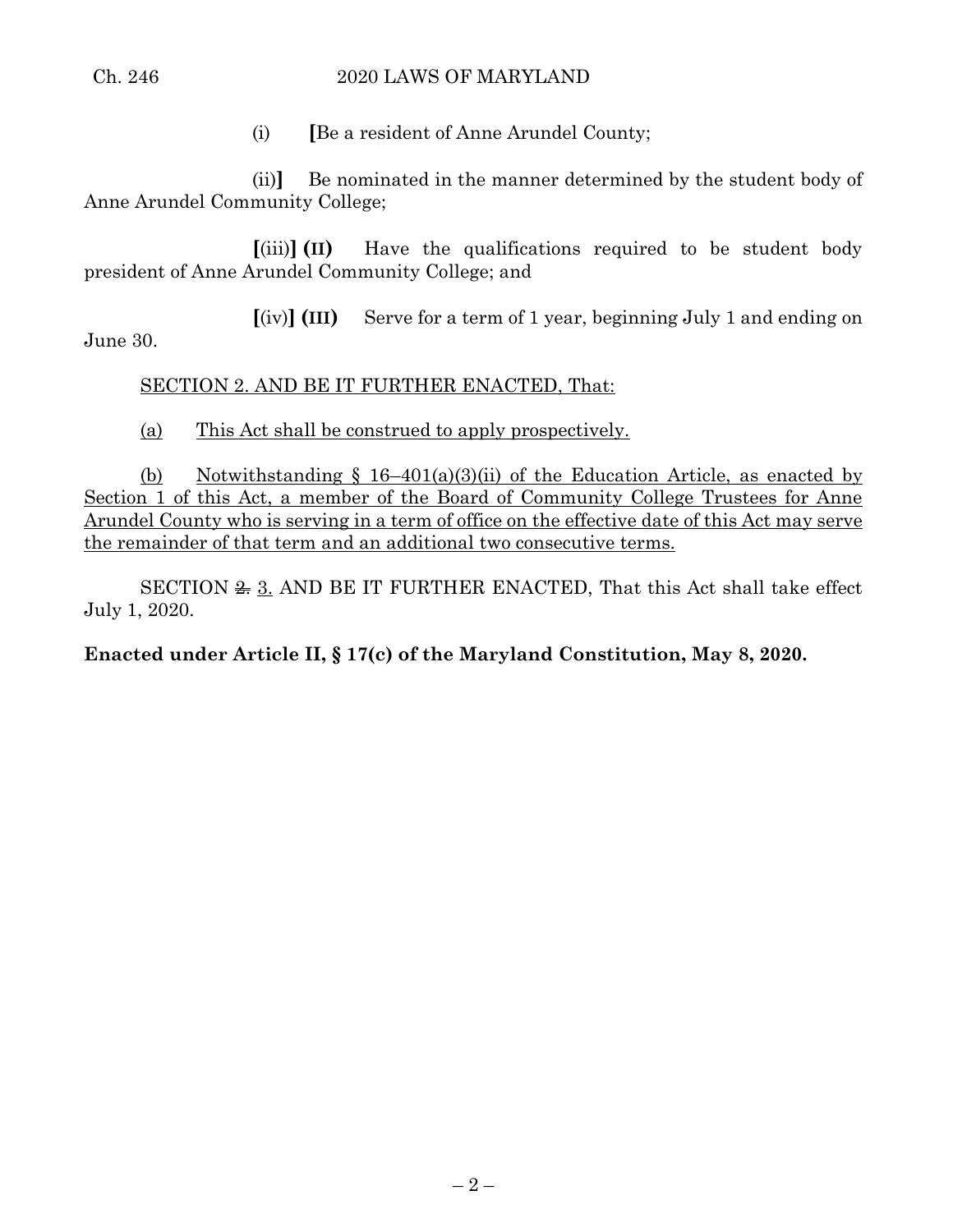(i) **[**Be a resident of Anne Arundel County;

(ii)**]** Be nominated in the manner determined by the student body of Anne Arundel Community College;

**[**(iii)**] (II)** Have the qualifications required to be student body president of Anne Arundel Community College; and

**[**(iv)**] (III)** Serve for a term of 1 year, beginning July 1 and ending on June 30.

SECTION 2. AND BE IT FURTHER ENACTED, That:

(a) This Act shall be construed to apply prospectively.

(b) Notwithstanding § 16–401(a)(3)(ii) of the Education Article, as enacted by Section 1 of this Act, a member of the Board of Community College Trustees for Anne Arundel County who is serving in a term of office on the effective date of this Act may serve the remainder of that term and an additional two consecutive terms.

SECTION ~~2.~~ 3. AND BE IT FURTHER ENACTED, That this Act shall take effect July 1, 2020.

**Enacted under Article II, § 17(c) of the Maryland Constitution, May 8, 2020.**